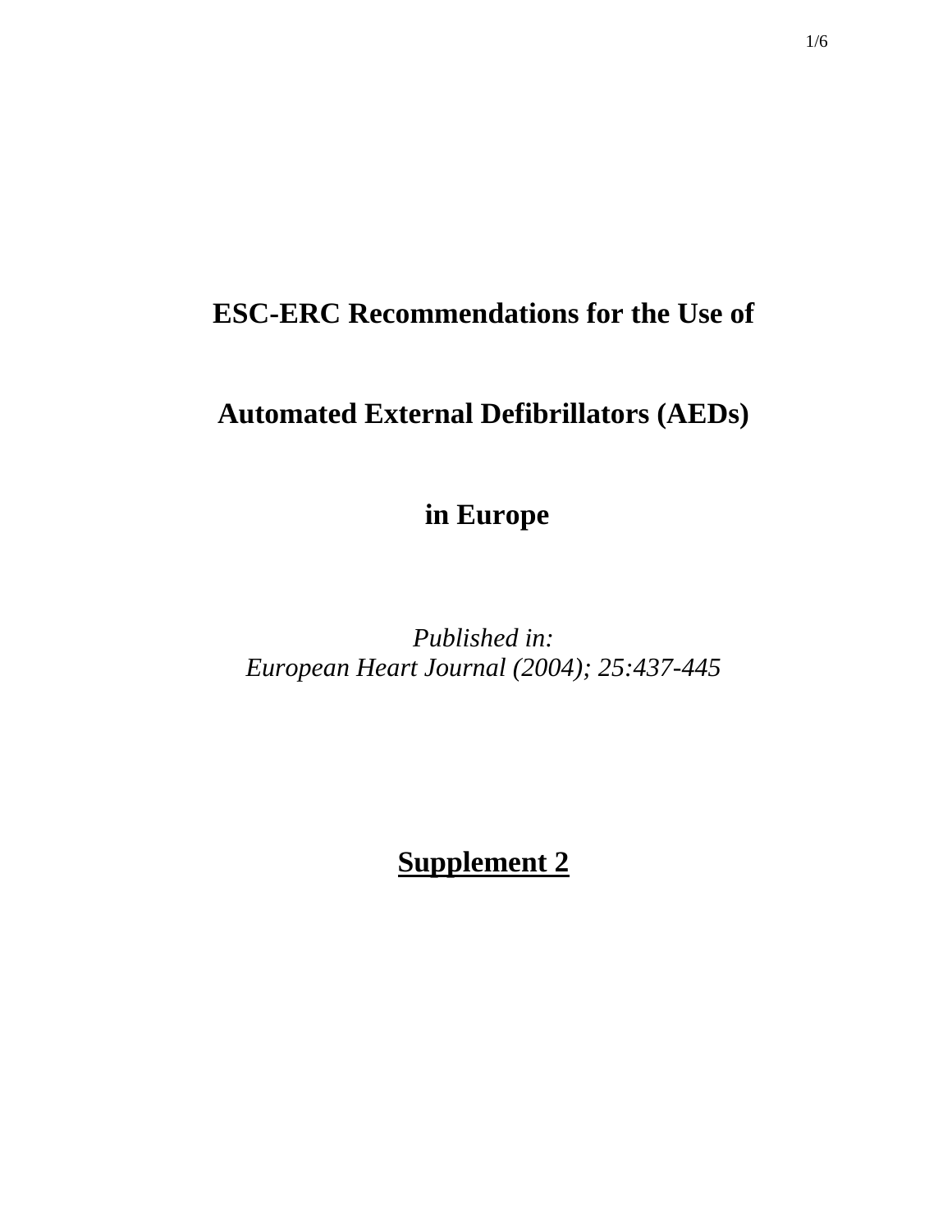# ESC-ERC Recommendations for the Use of Automated External Defibrillators (AEDs) in Europe

*Published in:*
*European Heart Journal (2004); 25:437-445*

## Supplement 2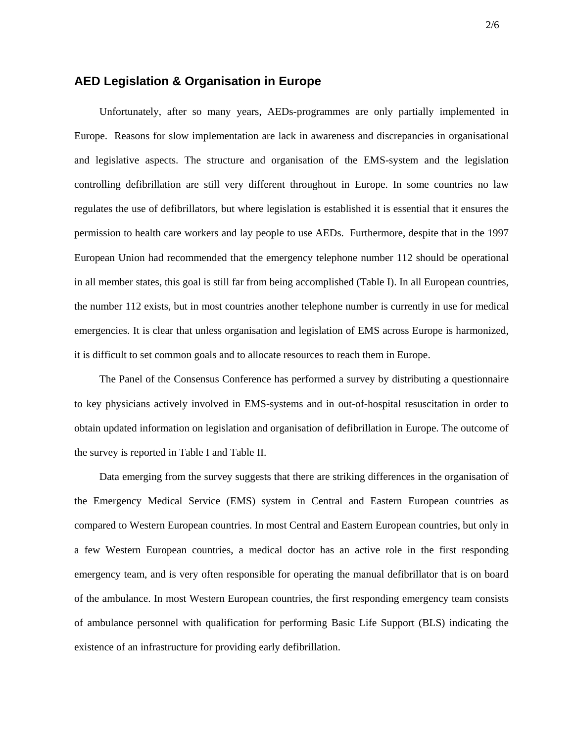## AED Legislation & Organisation in Europe

Unfortunately, after so many years, AEDs-programmes are only partially implemented in Europe. Reasons for slow implementation are lack in awareness and discrepancies in organisational and legislative aspects. The structure and organisation of the EMS-system and the legislation controlling defibrillation are still very different throughout in Europe. In some countries no law regulates the use of defibrillators, but where legislation is established it is essential that it ensures the permission to health care workers and lay people to use AEDs. Furthermore, despite that in the 1997 European Union had recommended that the emergency telephone number 112 should be operational in all member states, this goal is still far from being accomplished (Table I). In all European countries, the number 112 exists, but in most countries another telephone number is currently in use for medical emergencies. It is clear that unless organisation and legislation of EMS across Europe is harmonized, it is difficult to set common goals and to allocate resources to reach them in Europe.

The Panel of the Consensus Conference has performed a survey by distributing a questionnaire to key physicians actively involved in EMS-systems and in out-of-hospital resuscitation in order to obtain updated information on legislation and organisation of defibrillation in Europe. The outcome of the survey is reported in Table I and Table II.

Data emerging from the survey suggests that there are striking differences in the organisation of the Emergency Medical Service (EMS) system in Central and Eastern European countries as compared to Western European countries. In most Central and Eastern European countries, but only in a few Western European countries, a medical doctor has an active role in the first responding emergency team, and is very often responsible for operating the manual defibrillator that is on board of the ambulance. In most Western European countries, the first responding emergency team consists of ambulance personnel with qualification for performing Basic Life Support (BLS) indicating the existence of an infrastructure for providing early defibrillation.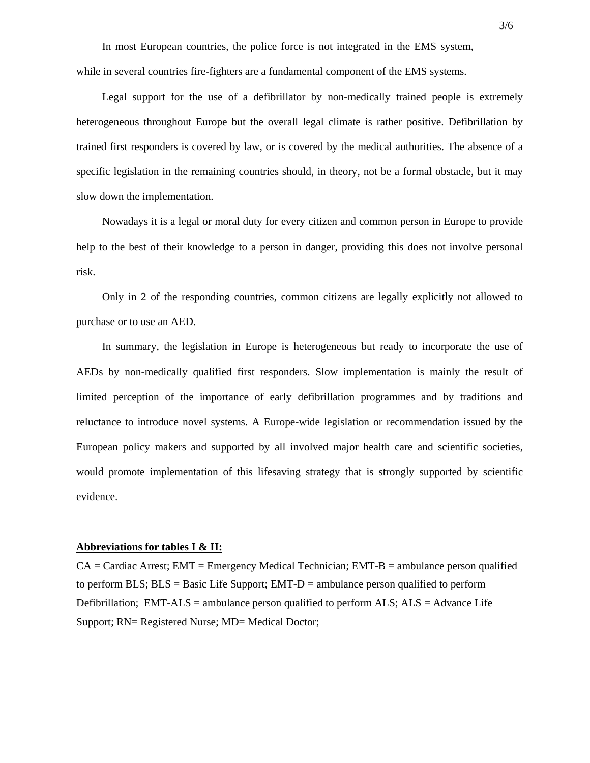In most European countries, the police force is not integrated in the EMS system, while in several countries fire-fighters are a fundamental component of the EMS systems.

Legal support for the use of a defibrillator by non-medically trained people is extremely heterogeneous throughout Europe but the overall legal climate is rather positive. Defibrillation by trained first responders is covered by law, or is covered by the medical authorities. The absence of a specific legislation in the remaining countries should, in theory, not be a formal obstacle, but it may slow down the implementation.

Nowadays it is a legal or moral duty for every citizen and common person in Europe to provide help to the best of their knowledge to a person in danger, providing this does not involve personal risk.

Only in 2 of the responding countries, common citizens are legally explicitly not allowed to purchase or to use an AED.

In summary, the legislation in Europe is heterogeneous but ready to incorporate the use of AEDs by non-medically qualified first responders. Slow implementation is mainly the result of limited perception of the importance of early defibrillation programmes and by traditions and reluctance to introduce novel systems. A Europe-wide legislation or recommendation issued by the European policy makers and supported by all involved major health care and scientific societies, would promote implementation of this lifesaving strategy that is strongly supported by scientific evidence.

**Abbreviations for tables I & II:**

CA = Cardiac Arrest; EMT = Emergency Medical Technician; EMT-B = ambulance person qualified to perform BLS; BLS = Basic Life Support; EMT-D = ambulance person qualified to perform Defibrillation; EMT-ALS = ambulance person qualified to perform ALS; ALS = Advance Life Support; RN= Registered Nurse; MD= Medical Doctor;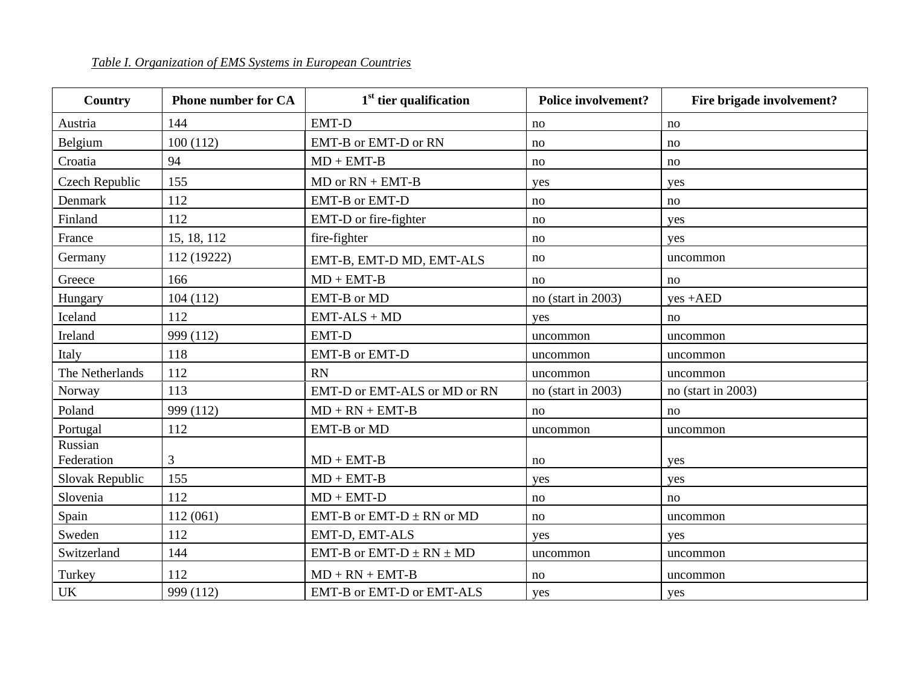*Table I. Organization of EMS Systems in European Countries*

| Country | Phone number for CA | 1st tier qualification | Police involvement? | Fire brigade involvement? |
|---|---|---|---|---|
| Austria | 144 | EMT-D | no | no |
| Belgium | 100 (112) | EMT-B or EMT-D or RN | no | no |
| Croatia | 94 | MD + EMT-B | no | no |
| Czech Republic | 155 | MD or RN + EMT-B | yes | yes |
| Denmark | 112 | EMT-B or EMT-D | no | no |
| Finland | 112 | EMT-D or fire-fighter | no | yes |
| France | 15, 18, 112 | fire-fighter | no | yes |
| Germany | 112 (19222) | EMT-B, EMT-D MD, EMT-ALS | no | uncommon |
| Greece | 166 | MD + EMT-B | no | no |
| Hungary | 104 (112) | EMT-B or MD | no (start in 2003) | yes +AED |
| Iceland | 112 | EMT-ALS + MD | yes | no |
| Ireland | 999 (112) | EMT-D | uncommon | uncommon |
| Italy | 118 | EMT-B or EMT-D | uncommon | uncommon |
| The Netherlands | 112 | RN | uncommon | uncommon |
| Norway | 113 | EMT-D or EMT-ALS or MD or RN | no (start in 2003) | no (start in 2003) |
| Poland | 999 (112) | MD + RN + EMT-B | no | no |
| Portugal | 112 | EMT-B or MD | uncommon | uncommon |
| Russian Federation | 3 | MD + EMT-B | no | yes |
| Slovak Republic | 155 | MD + EMT-B | yes | yes |
| Slovenia | 112 | MD + EMT-D | no | no |
| Spain | 112 (061) | EMT-B or EMT-D ± RN or MD | no | uncommon |
| Sweden | 112 | EMT-D, EMT-ALS | yes | yes |
| Switzerland | 144 | EMT-B or EMT-D ± RN ± MD | uncommon | uncommon |
| Turkey | 112 | MD + RN + EMT-B | no | uncommon |
| UK | 999 (112) | EMT-B or EMT-D or EMT-ALS | yes | yes |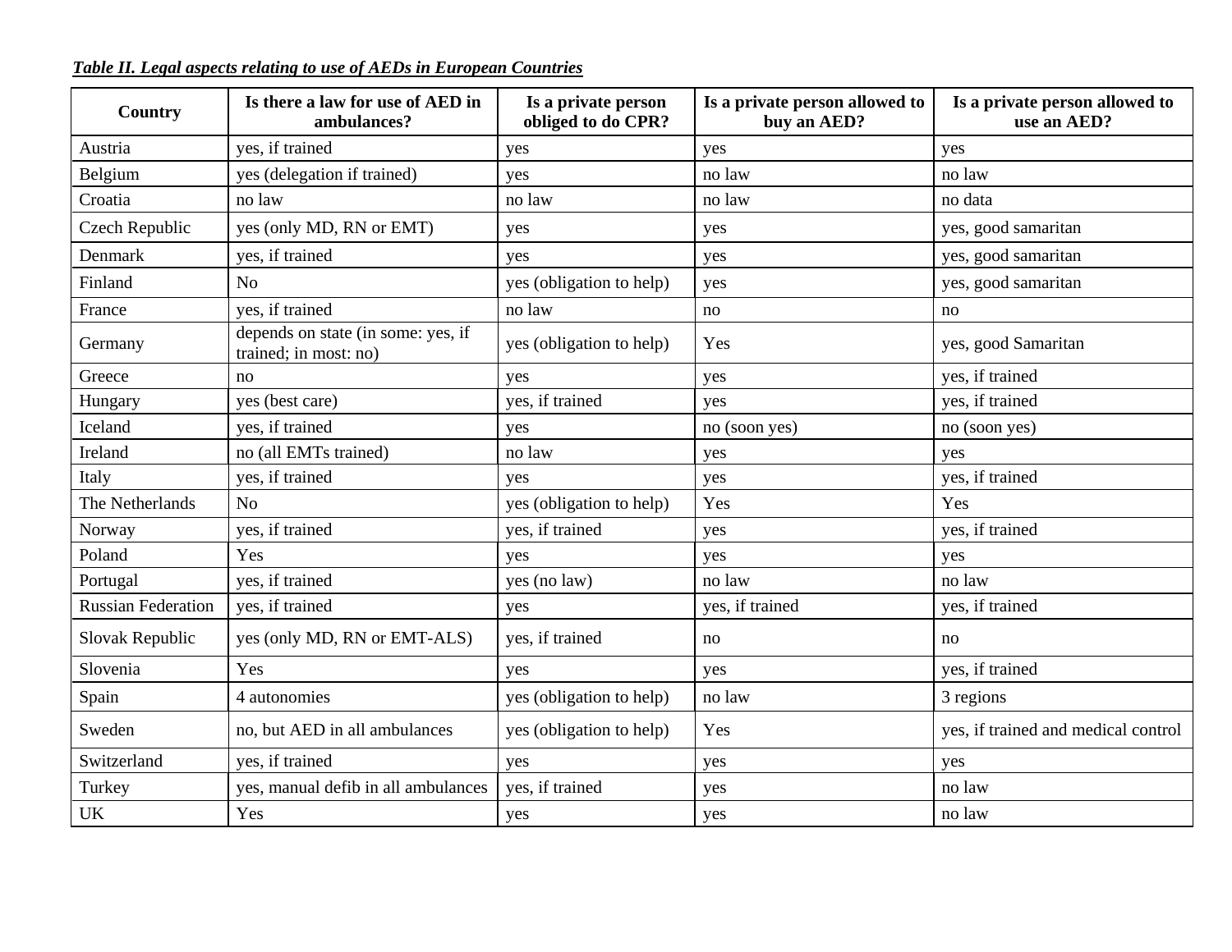***Table II. Legal aspects relating to use of AEDs in European Countries***

| Country | Is there a law for use of AED in ambulances? | Is a private person obliged to do CPR? | Is a private person allowed to buy an AED? | Is a private person allowed to use an AED? |
|---|---|---|---|---|
| Austria | yes, if trained | yes | yes | yes |
| Belgium | yes (delegation if trained) | yes | no law | no law |
| Croatia | no law | no law | no law | no data |
| Czech Republic | yes (only MD, RN or EMT) | yes | yes | yes, good samaritan |
| Denmark | yes, if trained | yes | yes | yes, good samaritan |
| Finland | No | yes (obligation to help) | yes | yes, good samaritan |
| France | yes, if trained | no law | no | no |
| Germany | depends on state (in some: yes, if trained; in most: no) | yes (obligation to help) | Yes | yes, good Samaritan |
| Greece | no | yes | yes | yes, if trained |
| Hungary | yes (best care) | yes, if trained | yes | yes, if trained |
| Iceland | yes, if trained | yes | no (soon yes) | no (soon yes) |
| Ireland | no (all EMTs trained) | no law | yes | yes |
| Italy | yes, if trained | yes | yes | yes, if trained |
| The Netherlands | No | yes (obligation to help) | Yes | Yes |
| Norway | yes, if trained | yes, if trained | yes | yes, if trained |
| Poland | Yes | yes | yes | yes |
| Portugal | yes, if trained | yes (no law) | no law | no law |
| Russian Federation | yes, if trained | yes | yes, if trained | yes, if trained |
| Slovak Republic | yes (only MD, RN or EMT-ALS) | yes, if trained | no | no |
| Slovenia | Yes | yes | yes | yes, if trained |
| Spain | 4 autonomies | yes (obligation to help) | no law | 3 regions |
| Sweden | no, but AED in all ambulances | yes (obligation to help) | Yes | yes, if trained and medical control |
| Switzerland | yes, if trained | yes | yes | yes |
| Turkey | yes, manual defib in all ambulances | yes, if trained | yes | no law |
| UK | Yes | yes | yes | no law |